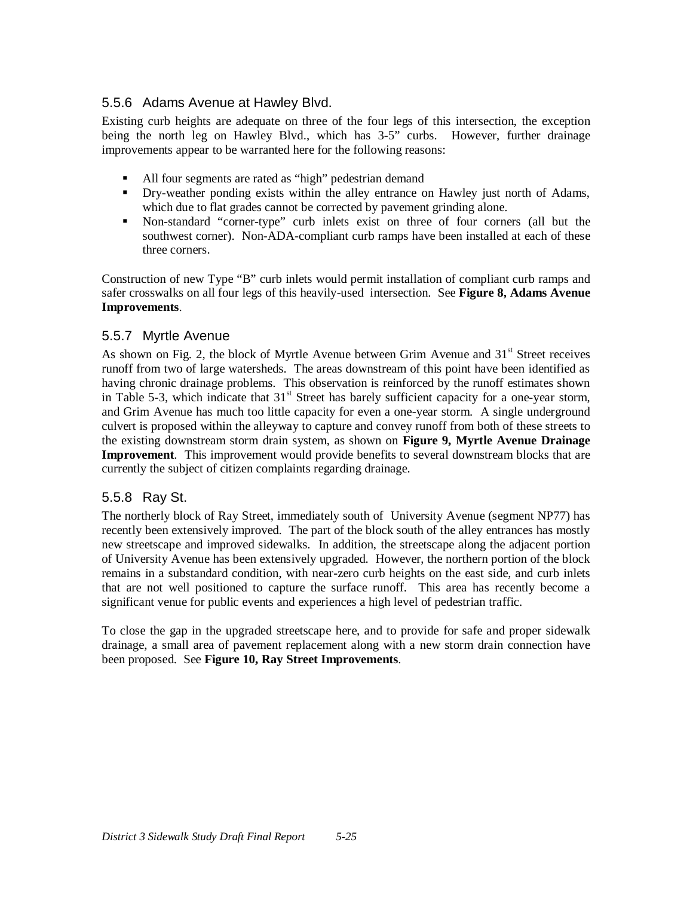### 5.5.6 Adams Avenue at Hawley Blvd.

Existing curb heights are adequate on three of the four legs of this intersection, the exception being the north leg on Hawley Blvd., which has 3-5" curbs. However, further drainage improvements appear to be warranted here for the following reasons:

- All four segments are rated as "high" pedestrian demand
- Dry-weather ponding exists within the alley entrance on Hawley just north of Adams, which due to flat grades cannot be corrected by pavement grinding alone.
- Non-standard "corner-type" curb inlets exist on three of four corners (all but the southwest corner). Non-ADA-compliant curb ramps have been installed at each of these three corners.

Construction of new Type "B" curb inlets would permit installation of compliant curb ramps and safer crosswalks on all four legs of this heavily-used intersection. See **Figure 8, Adams Avenue Improvements**.

### 5.5.7 Myrtle Avenue

As shown on Fig. 2, the block of Myrtle Avenue between Grim Avenue and 31st Street receives runoff from two of large watersheds. The areas downstream of this point have been identified as having chronic drainage problems. This observation is reinforced by the runoff estimates shown in Table 5-3, which indicate that 31st Street has barely sufficient capacity for a one-year storm, and Grim Avenue has much too little capacity for even a one-year storm. A single underground culvert is proposed within the alleyway to capture and convey runoff from both of these streets to the existing downstream storm drain system, as shown on **Figure 9, Myrtle Avenue Drainage Improvement**. This improvement would provide benefits to several downstream blocks that are currently the subject of citizen complaints regarding drainage.

### 5.5.8 Ray St.

The northerly block of Ray Street, immediately south of University Avenue (segment NP77) has recently been extensively improved. The part of the block south of the alley entrances has mostly new streetscape and improved sidewalks. In addition, the streetscape along the adjacent portion of University Avenue has been extensively upgraded. However, the northern portion of the block remains in a substandard condition, with near-zero curb heights on the east side, and curb inlets that are not well positioned to capture the surface runoff. This area has recently become a significant venue for public events and experiences a high level of pedestrian traffic.

To close the gap in the upgraded streetscape here, and to provide for safe and proper sidewalk drainage, a small area of pavement replacement along with a new storm drain connection have been proposed. See **Figure 10, Ray Street Improvements**.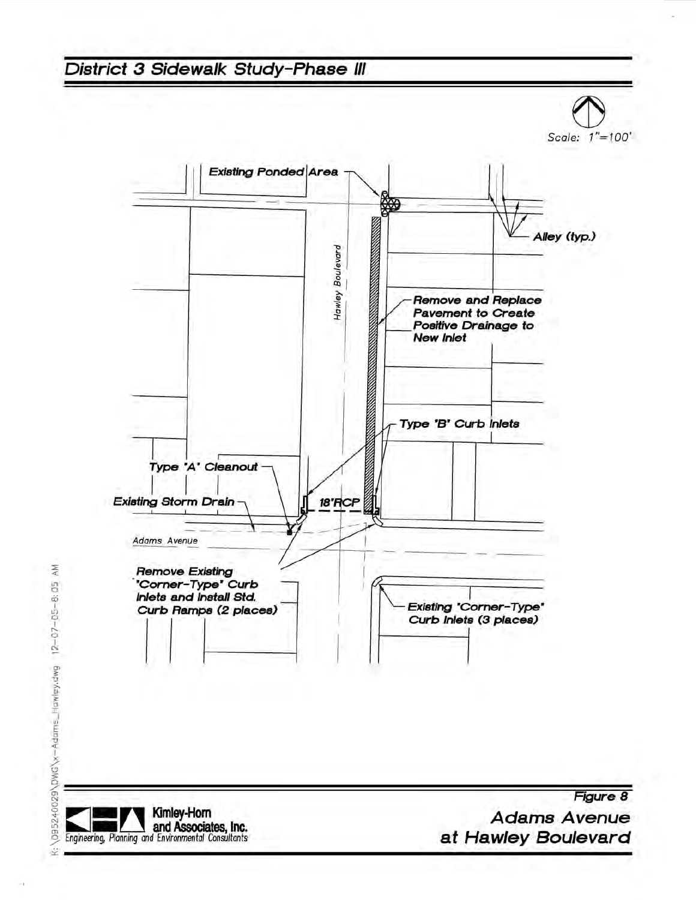# District 3 Sidewalk Study-Phase III

Scale: 1"=100'

Existing Ponded Area

Alley (typ.)

Hawley Boulevard

Remove and Replace Pavement to Create Positive Drainage to New Inlet

Type 'B' Curb Inlets

Type 'A' Cleanout

Existing Storm Drain

18"RCP

Adams Avenue

Remove Existing 'Corner-Type' Curb Inlets and Install Std. Curb Ramps (2 places)

Existing 'Corner-Type' Curb Inlets (3 places)

Kimley-Horn and Associates, Inc.
Engineering, Planning and Environmental Consultants

**Figure 8**
**Adams Avenue at Hawley Boulevard**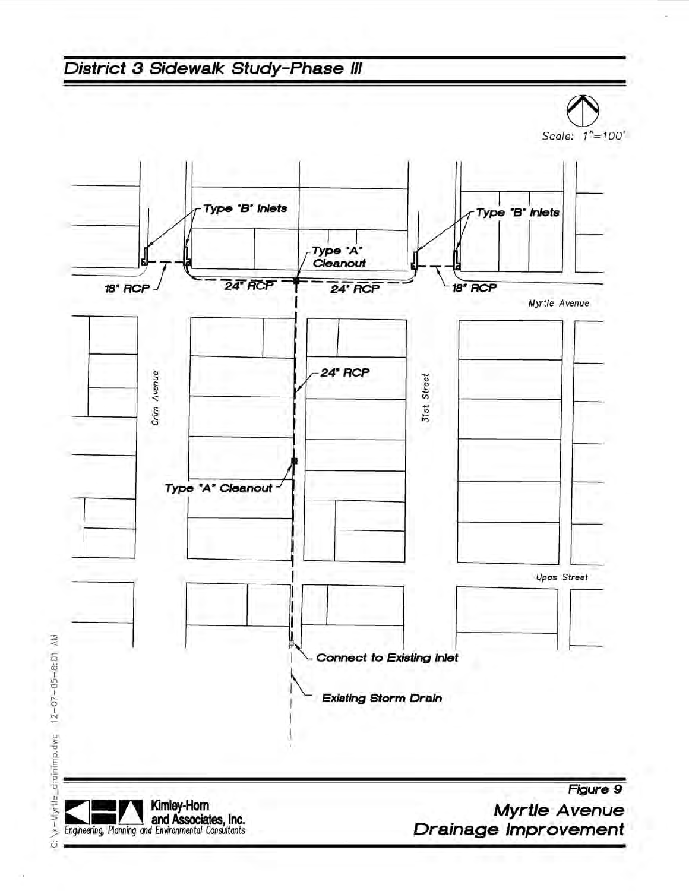## District 3 Sidewalk Study-Phase III

Scale: 1"=100'

Type 'B' Inlets

Type 'B' Inlets

Type 'A' Cleanout

18" RCP

24" RCP

24" RCP

18" RCP

Myrtle Avenue

24" RCP

Grim Avenue

31st Street

Type "A" Cleanout

Upas Street

Connect to Existing Inlet

Existing Storm Drain

Kimley-Horn and Associates, Inc.
Engineering, Planning and Environmental Consultants

Figure 9

**Myrtle Avenue Drainage Improvement**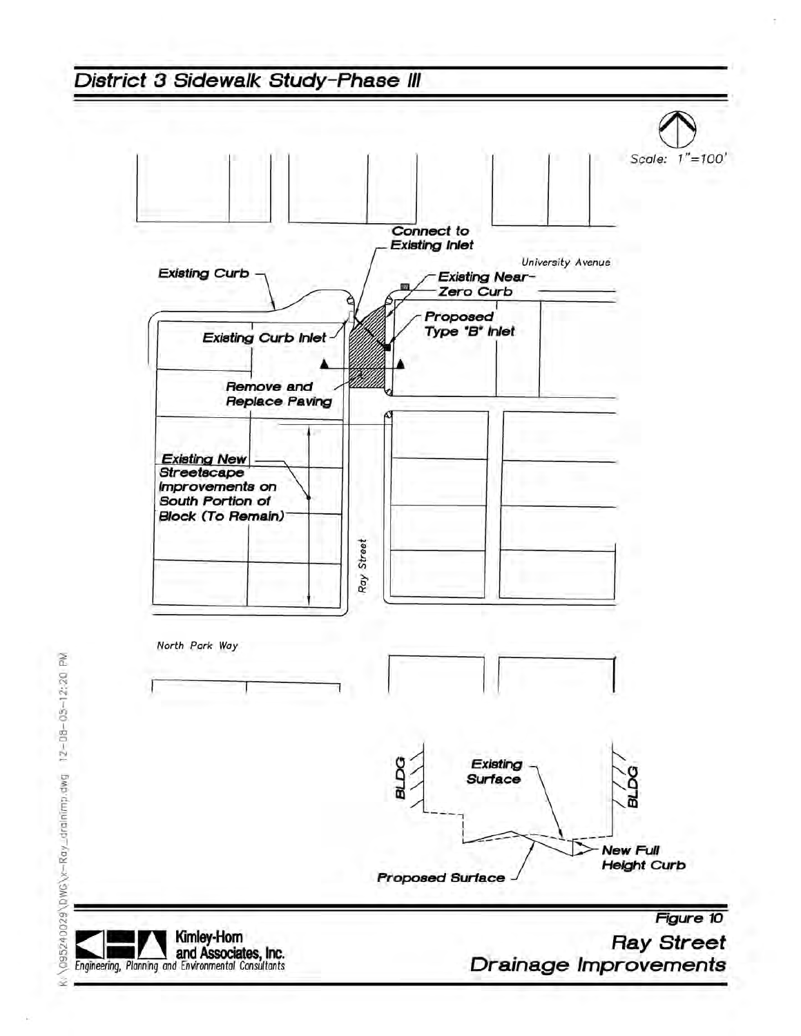## District 3 Sidewalk Study-Phase III

Scale: 1"=100'

Connect to Existing Inlet

University Avenue

Existing Curb

Existing Near-Zero Curb

Proposed Type "B" Inlet

Existing Curb Inlet

Remove and Replace Paving

Existing New Streetscape Improvements on South Portion of Block (To Remain)

Ray Street

North Park Way

BLDG

Existing Surface

BLDG

New Full Height Curb

Proposed Surface

Kimley-Horn and Associates, Inc.
Engineering, Planning and Environmental Consultants

Figure 10

Ray Street Drainage Improvements